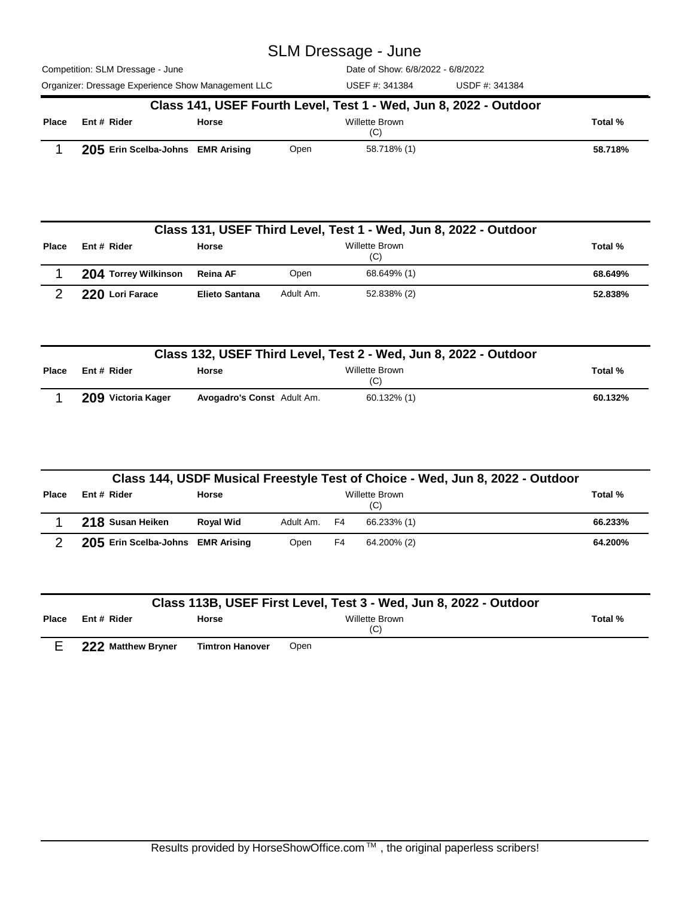# SLM Dressage - June

Competition: SLM Dressage - June

Date of Show: 6/8/2022 - 6/8/2022

Organizer: Dressage Experience Show Management LLC

USEF #: 341384 USDF #: 341384

## Class 141, USEF Fourth Level, Test 1 - Wed, Jun 8, 2022 - Outdoor

| Place | Ent # | Rider | Horse | | Willette Brown (C) | Total % |
|---|---|---|---|---|---|---|
| 1 | 205 | Erin Scelba-Johns | EMR Arising | Open | 58.718% (1) | 58.718% |

## Class 131, USEF Third Level, Test 1 - Wed, Jun 8, 2022 - Outdoor

| Place | Ent # | Rider | Horse | | Willette Brown (C) | Total % |
|---|---|---|---|---|---|---|
| 1 | 204 | Torrey Wilkinson | Reina AF | Open | 68.649% (1) | 68.649% |
| 2 | 220 | Lori Farace | Elieto Santana | Adult Am. | 52.838% (2) | 52.838% |

## Class 132, USEF Third Level, Test 2 - Wed, Jun 8, 2022 - Outdoor

| Place | Ent # | Rider | Horse | | Willette Brown (C) | Total % |
|---|---|---|---|---|---|---|
| 1 | 209 | Victoria Kager | Avogadro's Const | Adult Am. | 60.132% (1) | 60.132% |

## Class 144, USDF Musical Freestyle Test of Choice - Wed, Jun 8, 2022 - Outdoor

| Place | Ent # | Rider | Horse | | | Willette Brown (C) | Total % |
|---|---|---|---|---|---|---|---|
| 1 | 218 | Susan Heiken | Royal Wid | Adult Am. | F4 | 66.233% (1) | 66.233% |
| 2 | 205 | Erin Scelba-Johns | EMR Arising | Open | F4 | 64.200% (2) | 64.200% |

## Class 113B, USEF First Level, Test 3 - Wed, Jun 8, 2022 - Outdoor

| Place | Ent # | Rider | Horse | | Willette Brown (C) | Total % |
|---|---|---|---|---|---|---|
| E | 222 | Matthew Bryner | Timtron Hanover | Open | | |

Results provided by HorseShowOffice.com ™ , the original paperless scribers!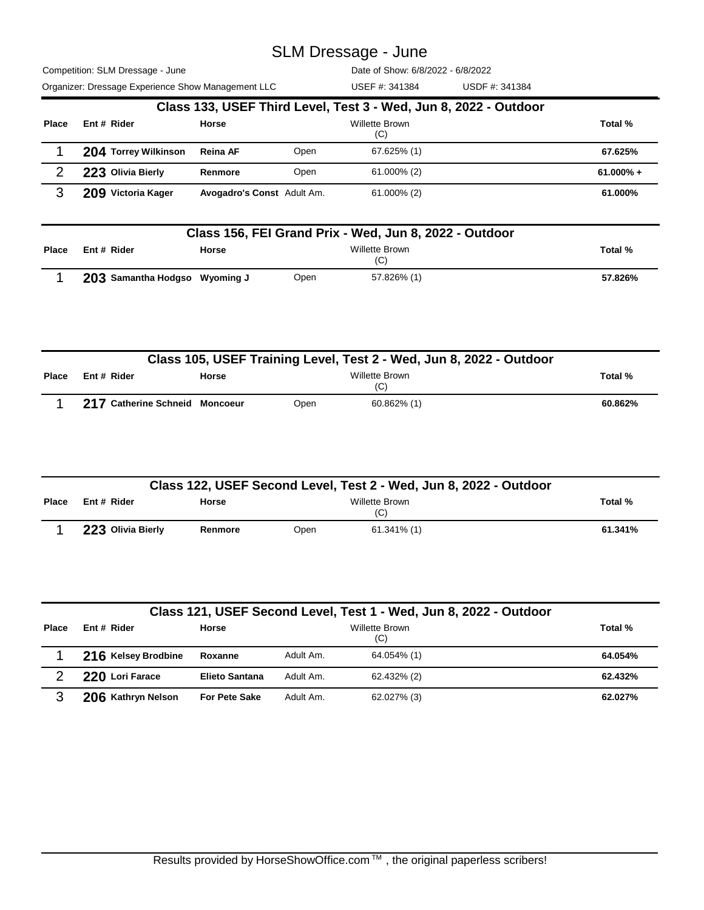# SLM Dressage - June

Competition: SLM Dressage - June — Date of Show: 6/8/2022 - 6/8/2022

Organizer: Dressage Experience Show Management LLC — USEF #: 341384 — USDF #: 341384

## Class 133, USEF Third Level, Test 3 - Wed, Jun 8, 2022 - Outdoor

| Place | Ent # | Rider | Horse | | Willette Brown (C) | Total % |
|---|---|---|---|---|---|---|
| 1 | 204 | Torrey Wilkinson | Reina AF | Open | 67.625% (1) | 67.625% |
| 2 | 223 | Olivia Bierly | Renmore | Open | 61.000% (2) | 61.000% + |
| 3 | 209 | Victoria Kager | Avogadro's Const | Adult Am. | 61.000% (2) | 61.000% |

## Class 156, FEI Grand Prix - Wed, Jun 8, 2022 - Outdoor

| Place | Ent # | Rider | Horse | | Willette Brown (C) | Total % |
|---|---|---|---|---|---|---|
| 1 | 203 | Samantha Hodgso | Wyoming J | Open | 57.826% (1) | 57.826% |

## Class 105, USEF Training Level, Test 2 - Wed, Jun 8, 2022 - Outdoor

| Place | Ent # | Rider | Horse | | Willette Brown (C) | Total % |
|---|---|---|---|---|---|---|
| 1 | 217 | Catherine Schneid | Moncoeur | Open | 60.862% (1) | 60.862% |

## Class 122, USEF Second Level, Test 2 - Wed, Jun 8, 2022 - Outdoor

| Place | Ent # | Rider | Horse | | Willette Brown (C) | Total % |
|---|---|---|---|---|---|---|
| 1 | 223 | Olivia Bierly | Renmore | Open | 61.341% (1) | 61.341% |

## Class 121, USEF Second Level, Test 1 - Wed, Jun 8, 2022 - Outdoor

| Place | Ent # | Rider | Horse | | Willette Brown (C) | Total % |
|---|---|---|---|---|---|---|
| 1 | 216 | Kelsey Brodbine | Roxanne | Adult Am. | 64.054% (1) | 64.054% |
| 2 | 220 | Lori Farace | Elieto Santana | Adult Am. | 62.432% (2) | 62.432% |
| 3 | 206 | Kathryn Nelson | For Pete Sake | Adult Am. | 62.027% (3) | 62.027% |

Results provided by HorseShowOffice.com ™ , the original paperless scribers!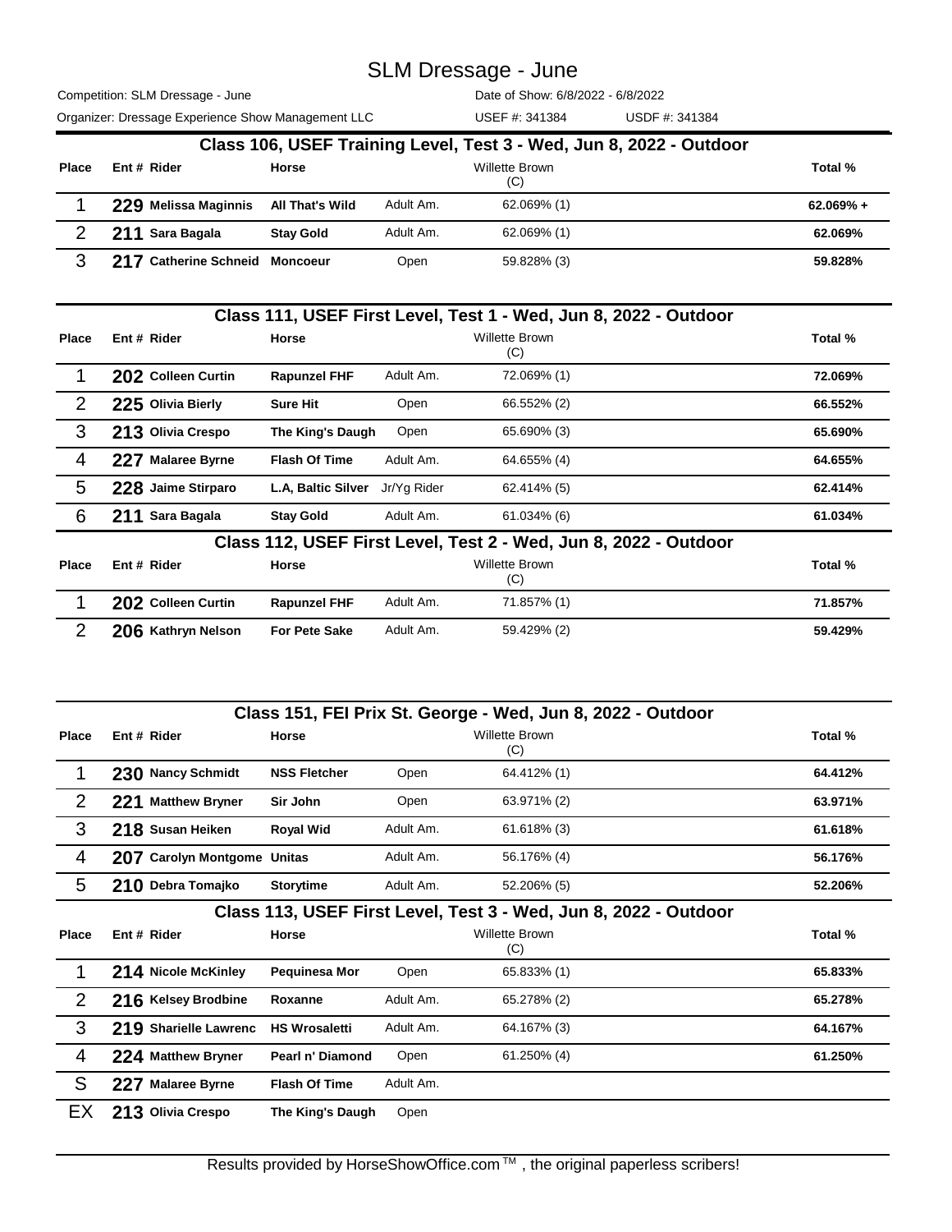# SLM Dressage - June

Competition: SLM Dressage - June

Date of Show: 6/8/2022 - 6/8/2022

Organizer: Dressage Experience Show Management LLC

USEF #: 341384 USDF #: 341384

## Class 106, USEF Training Level, Test 3 - Wed, Jun 8, 2022 - Outdoor

| Place | Ent # | Rider | Horse | | Willette Brown (C) | Total % |
|---|---|---|---|---|---|---|
| 1 | 229 | Melissa Maginnis | All That's Wild | Adult Am. | 62.069% (1) | 62.069% + |
| 2 | 211 | Sara Bagala | Stay Gold | Adult Am. | 62.069% (1) | 62.069% |
| 3 | 217 | Catherine Schneid | Moncoeur | Open | 59.828% (3) | 59.828% |

## Class 111, USEF First Level, Test 1 - Wed, Jun 8, 2022 - Outdoor

| Place | Ent # | Rider | Horse | | Willette Brown (C) | Total % |
|---|---|---|---|---|---|---|
| 1 | 202 | Colleen Curtin | Rapunzel FHF | Adult Am. | 72.069% (1) | 72.069% |
| 2 | 225 | Olivia Bierly | Sure Hit | Open | 66.552% (2) | 66.552% |
| 3 | 213 | Olivia Crespo | The King's Daugh | Open | 65.690% (3) | 65.690% |
| 4 | 227 | Malaree Byrne | Flash Of Time | Adult Am. | 64.655% (4) | 64.655% |
| 5 | 228 | Jaime Stirparo | L.A, Baltic Silver | Jr/Yg Rider | 62.414% (5) | 62.414% |
| 6 | 211 | Sara Bagala | Stay Gold | Adult Am. | 61.034% (6) | 61.034% |

## Class 112, USEF First Level, Test 2 - Wed, Jun 8, 2022 - Outdoor

| Place | Ent # | Rider | Horse | | Willette Brown (C) | Total % |
|---|---|---|---|---|---|---|
| 1 | 202 | Colleen Curtin | Rapunzel FHF | Adult Am. | 71.857% (1) | 71.857% |
| 2 | 206 | Kathryn Nelson | For Pete Sake | Adult Am. | 59.429% (2) | 59.429% |

## Class 151, FEI Prix St. George - Wed, Jun 8, 2022 - Outdoor

| Place | Ent # | Rider | Horse | | Willette Brown (C) | Total % |
|---|---|---|---|---|---|---|
| 1 | 230 | Nancy Schmidt | NSS Fletcher | Open | 64.412% (1) | 64.412% |
| 2 | 221 | Matthew Bryner | Sir John | Open | 63.971% (2) | 63.971% |
| 3 | 218 | Susan Heiken | Royal Wid | Adult Am. | 61.618% (3) | 61.618% |
| 4 | 207 | Carolyn Montgome | Unitas | Adult Am. | 56.176% (4) | 56.176% |
| 5 | 210 | Debra Tomajko | Storytime | Adult Am. | 52.206% (5) | 52.206% |

## Class 113, USEF First Level, Test 3 - Wed, Jun 8, 2022 - Outdoor

| Place | Ent # | Rider | Horse | | Willette Brown (C) | Total % |
|---|---|---|---|---|---|---|
| 1 | 214 | Nicole McKinley | Pequinesa Mor | Open | 65.833% (1) | 65.833% |
| 2 | 216 | Kelsey Brodbine | Roxanne | Adult Am. | 65.278% (2) | 65.278% |
| 3 | 219 | Sharielle Lawrenc | HS Wrosaletti | Adult Am. | 64.167% (3) | 64.167% |
| 4 | 224 | Matthew Bryner | Pearl n' Diamond | Open | 61.250% (4) | 61.250% |
| S | 227 | Malaree Byrne | Flash Of Time | Adult Am. | | |
| EX | 213 | Olivia Crespo | The King's Daugh | Open | | |

Results provided by HorseShowOffice.com ™ , the original paperless scribers!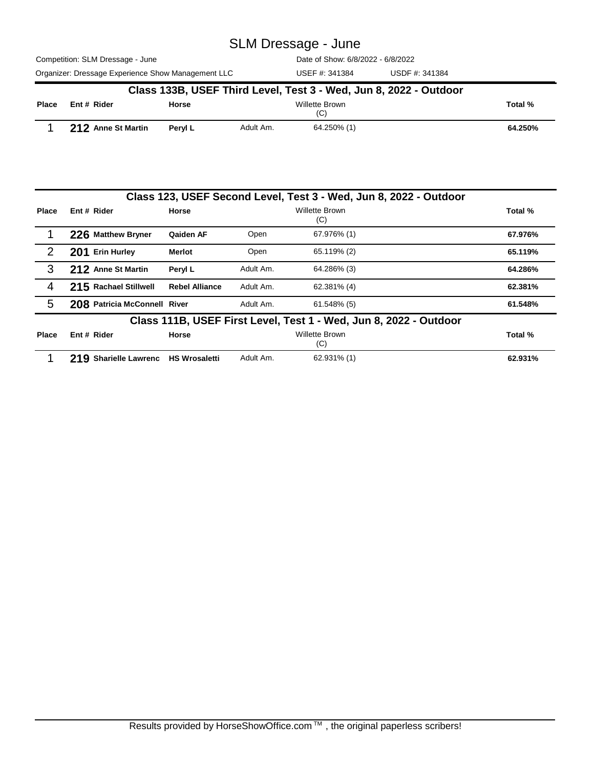# SLM Dressage - June

Competition: SLM Dressage - June

Date of Show: 6/8/2022 - 6/8/2022

Organizer: Dressage Experience Show Management LLC

USEF #: 341384 USDF #: 341384

## Class 133B, USEF Third Level, Test 3 - Wed, Jun 8, 2022 - Outdoor

| Place | Ent # | Rider | Horse | | Willette Brown (C) | Total % |
|---|---|---|---|---|---|---|
| 1 | 212 | Anne St Martin | Peryl L | Adult Am. | 64.250% (1) | 64.250% |

## Class 123, USEF Second Level, Test 3 - Wed, Jun 8, 2022 - Outdoor

| Place | Ent # | Rider | Horse | | Willette Brown (C) | Total % |
|---|---|---|---|---|---|---|
| 1 | 226 | Matthew Bryner | Qaiden AF | Open | 67.976% (1) | 67.976% |
| 2 | 201 | Erin Hurley | Merlot | Open | 65.119% (2) | 65.119% |
| 3 | 212 | Anne St Martin | Peryl L | Adult Am. | 64.286% (3) | 64.286% |
| 4 | 215 | Rachael Stillwell | Rebel Alliance | Adult Am. | 62.381% (4) | 62.381% |
| 5 | 208 | Patricia McConnell | River | Adult Am. | 61.548% (5) | 61.548% |

## Class 111B, USEF First Level, Test 1 - Wed, Jun 8, 2022 - Outdoor

| Place | Ent # | Rider | Horse | | Willette Brown (C) | Total % |
|---|---|---|---|---|---|---|
| 1 | 219 | Sharielle Lawrenc | HS Wrosaletti | Adult Am. | 62.931% (1) | 62.931% |

Results provided by HorseShowOffice.com ™ , the original paperless scribers!